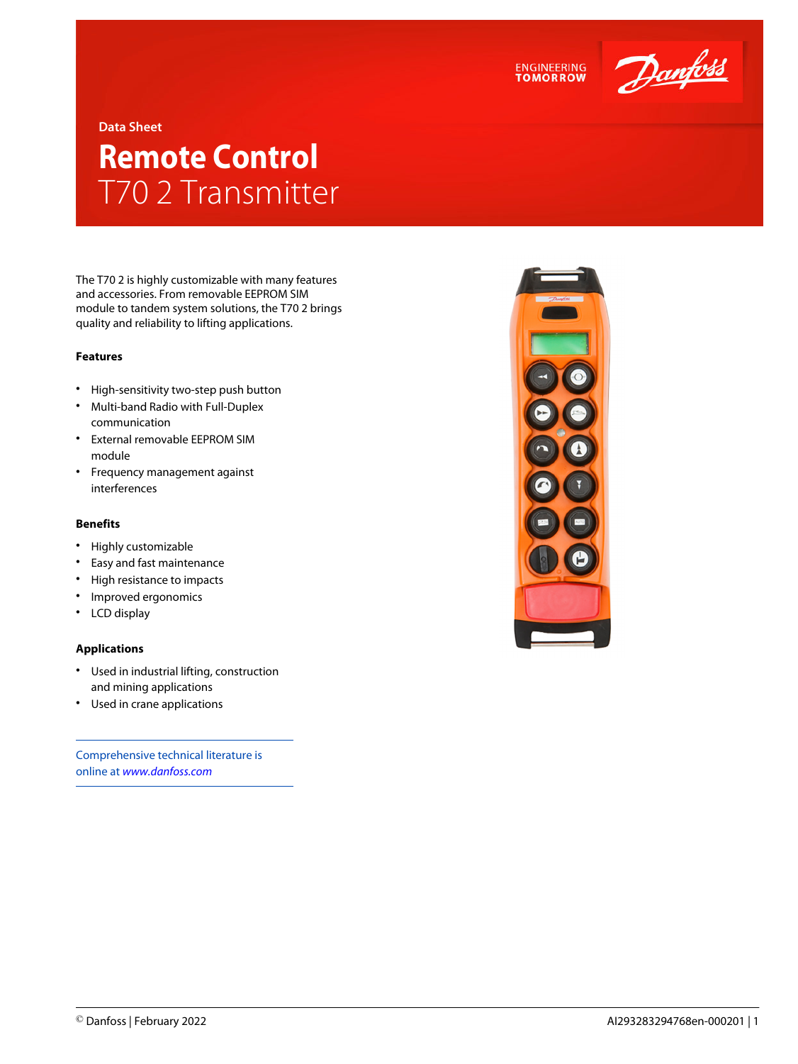Data Sheet

# Remote Control

## T70 2 Transmitter

The T70 2 is highly customizable with many features and accessories. From removable EEPROM SIM module to tandem system solutions, the T70 2 brings quality and reliability to lifting applications.

### Features

- High-sensitivity two-step push button
- Multi-band Radio with Full-Duplex communication
- External removable EEPROM SIM module
- Frequency management against interferences

### Benefits

- Highly customizable
- Easy and fast maintenance
- High resistance to impacts
- Improved ergonomics
- LCD display

### Applications

- Used in industrial lifting, construction and mining applications
- Used in crane applications

Comprehensive technical literature is online at *www.danfoss.com*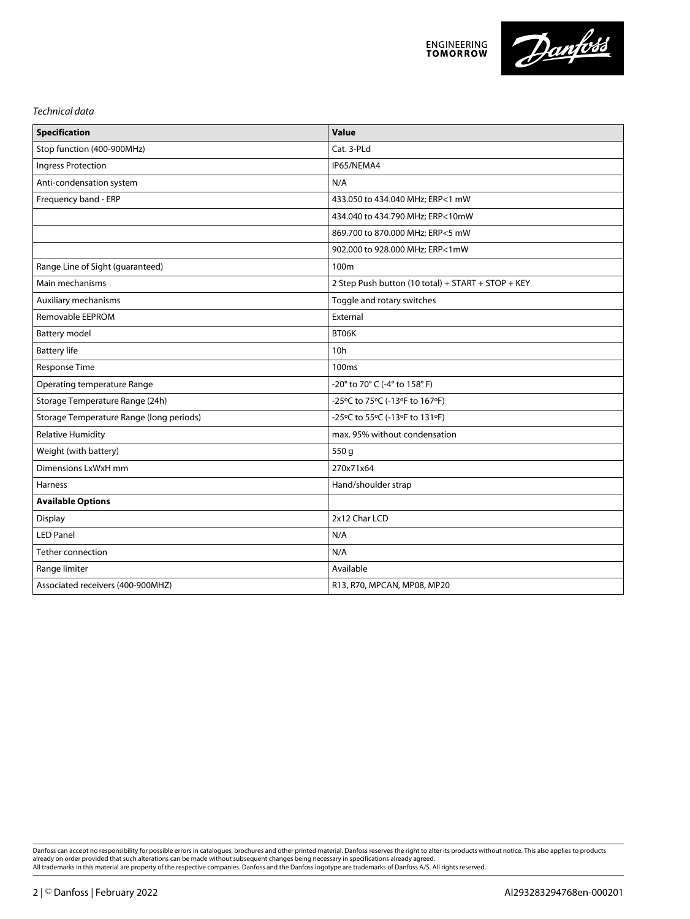*Technical data*

| Specification | Value |
| --- | --- |
| Stop function (400-900MHz) | Cat. 3-PLd |
| Ingress Protection | IP65/NEMA4 |
| Anti-condensation system | N/A |
| Frequency band - ERP | 433.050 to 434.040 MHz; ERP<1 mW |
| | 434.040 to 434.790 MHz; ERP<10mW |
| | 869.700 to 870.000 MHz; ERP<5 mW |
| | 902.000 to 928.000 MHz; ERP<1mW |
| Range Line of Sight (guaranteed) | 100m |
| Main mechanisms | 2 Step Push button (10 total) + START + STOP + KEY |
| Auxiliary mechanisms | Toggle and rotary switches |
| Removable EEPROM | External |
| Battery model | BT06K |
| Battery life | 10h |
| Response Time | 100ms |
| Operating temperature Range | -20° to 70° C (-4° to 158° F) |
| Storage Temperature Range (24h) | -25ºC to 75ºC (-13ºF to 167ºF) |
| Storage Temperature Range (long periods) | -25ºC to 55ºC (-13ºF to 131ºF) |
| Relative Humidity | max. 95% without condensation |
| Weight (with battery) | 550 g |
| Dimensions LxWxH mm | 270x71x64 |
| Harness | Hand/shoulder strap |
| **Available Options** | |
| Display | 2x12 Char LCD |
| LED Panel | N/A |
| Tether connection | N/A |
| Range limiter | Available |
| Associated receivers (400-900MHZ) | R13, R70, MPCAN, MP08, MP20 |

Danfoss can accept no responsibility for possible errors in catalogues, brochures and other printed material. Danfoss reserves the right to alter its products without notice. This also applies to products already on order provided that such alterations can be made without subsequent changes being necessary in specifications already agreed.
All trademarks in this material are property of the respective companies. Danfoss and the Danfoss logotype are trademarks of Danfoss A/S. All rights reserved.

AI293283294768en-000201